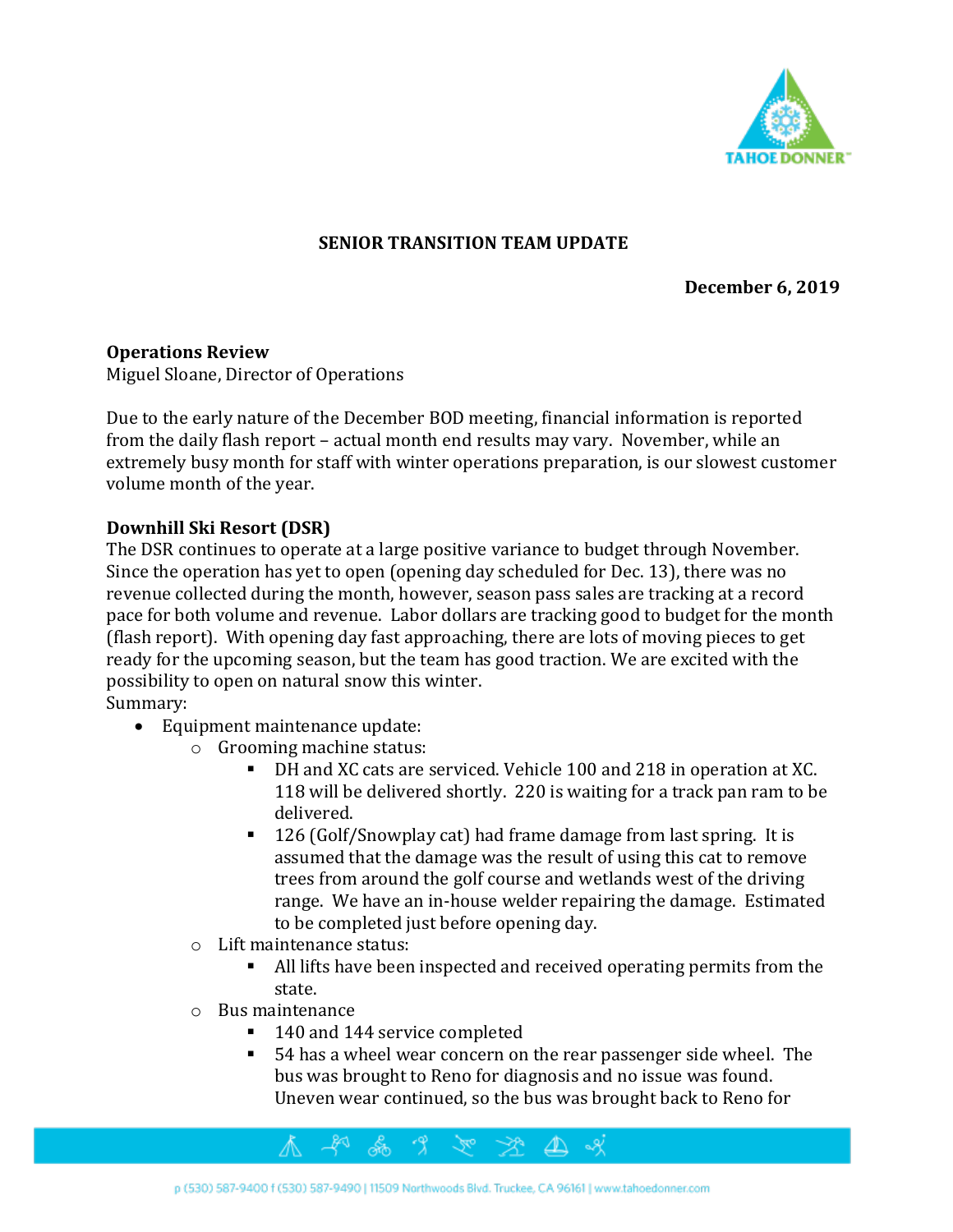## SENIOR TRANSITION TEAM UPDATE

**December 6, 2019**

**Operations Review**
Miguel Sloane, Director of Operations

Due to the early nature of the December BOD meeting, financial information is reported from the daily flash report – actual month end results may vary. November, while an extremely busy month for staff with winter operations preparation, is our slowest customer volume month of the year.

**Downhill Ski Resort (DSR)**
The DSR continues to operate at a large positive variance to budget through November. Since the operation has yet to open (opening day scheduled for Dec. 13), there was no revenue collected during the month, however, season pass sales are tracking at a record pace for both volume and revenue. Labor dollars are tracking good to budget for the month (flash report). With opening day fast approaching, there are lots of moving pieces to get ready for the upcoming season, but the team has good traction. We are excited with the possibility to open on natural snow this winter.
Summary:

- Equipment maintenance update:
  - Grooming machine status:
    - DH and XC cats are serviced. Vehicle 100 and 218 in operation at XC. 118 will be delivered shortly. 220 is waiting for a track pan ram to be delivered.
    - 126 (Golf/Snowplay cat) had frame damage from last spring. It is assumed that the damage was the result of using this cat to remove trees from around the golf course and wetlands west of the driving range. We have an in-house welder repairing the damage. Estimated to be completed just before opening day.
  - Lift maintenance status:
    - All lifts have been inspected and received operating permits from the state.
  - Bus maintenance
    - 140 and 144 service completed
    - 54 has a wheel wear concern on the rear passenger side wheel. The bus was brought to Reno for diagnosis and no issue was found. Uneven wear continued, so the bus was brought back to Reno for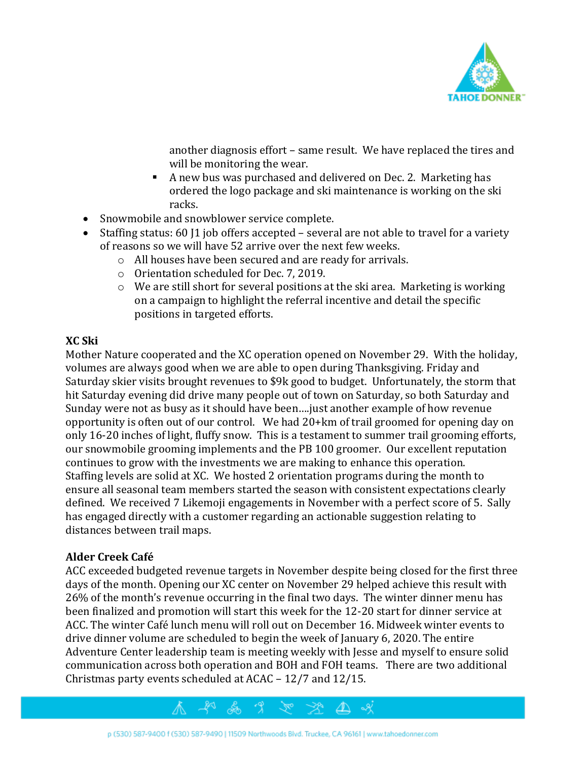another diagnosis effort – same result. We have replaced the tires and will be monitoring the wear.

- A new bus was purchased and delivered on Dec. 2. Marketing has ordered the logo package and ski maintenance is working on the ski racks.

- Snowmobile and snowblower service complete.
- Staffing status: 60 J1 job offers accepted – several are not able to travel for a variety of reasons so we will have 52 arrive over the next few weeks.
  - All houses have been secured and are ready for arrivals.
  - Orientation scheduled for Dec. 7, 2019.
  - We are still short for several positions at the ski area. Marketing is working on a campaign to highlight the referral incentive and detail the specific positions in targeted efforts.

**XC Ski**

Mother Nature cooperated and the XC operation opened on November 29. With the holiday, volumes are always good when we are able to open during Thanksgiving. Friday and Saturday skier visits brought revenues to $9k good to budget. Unfortunately, the storm that hit Saturday evening did drive many people out of town on Saturday, so both Saturday and Sunday were not as busy as it should have been....just another example of how revenue opportunity is often out of our control. We had 20+km of trail groomed for opening day on only 16-20 inches of light, fluffy snow. This is a testament to summer trail grooming efforts, our snowmobile grooming implements and the PB 100 groomer. Our excellent reputation continues to grow with the investments we are making to enhance this operation. Staffing levels are solid at XC. We hosted 2 orientation programs during the month to ensure all seasonal team members started the season with consistent expectations clearly defined. We received 7 Likemoji engagements in November with a perfect score of 5. Sally has engaged directly with a customer regarding an actionable suggestion relating to distances between trail maps.

**Alder Creek Café**

ACC exceeded budgeted revenue targets in November despite being closed for the first three days of the month. Opening our XC center on November 29 helped achieve this result with 26% of the month's revenue occurring in the final two days. The winter dinner menu has been finalized and promotion will start this week for the 12-20 start for dinner service at ACC. The winter Café lunch menu will roll out on December 16. Midweek winter events to drive dinner volume are scheduled to begin the week of January 6, 2020. The entire Adventure Center leadership team is meeting weekly with Jesse and myself to ensure solid communication across both operation and BOH and FOH teams. There are two additional Christmas party events scheduled at ACAC – 12/7 and 12/15.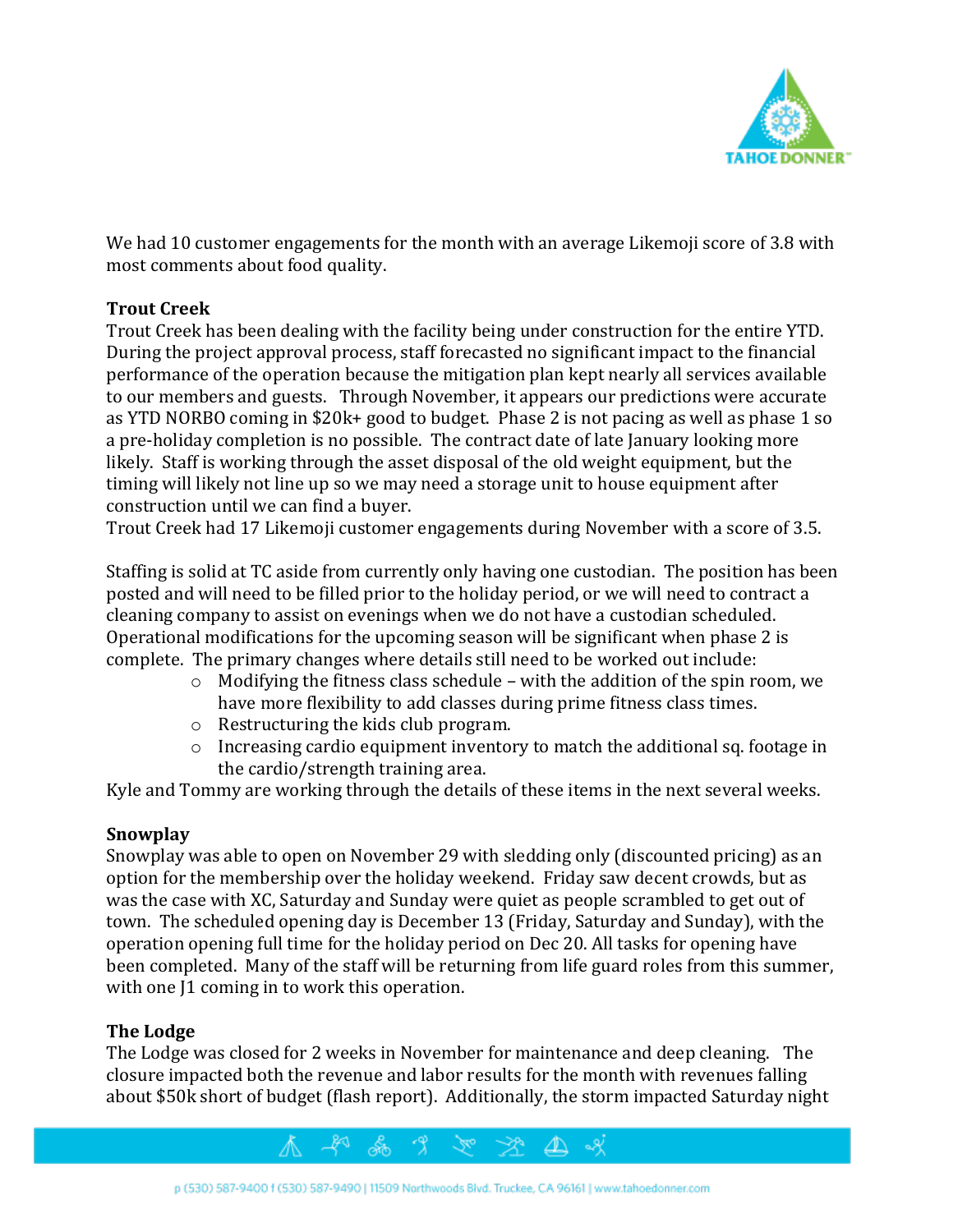We had 10 customer engagements for the month with an average Likemoji score of 3.8 with most comments about food quality.

**Trout Creek**

Trout Creek has been dealing with the facility being under construction for the entire YTD. During the project approval process, staff forecasted no significant impact to the financial performance of the operation because the mitigation plan kept nearly all services available to our members and guests. Through November, it appears our predictions were accurate as YTD NORBO coming in $20k+ good to budget. Phase 2 is not pacing as well as phase 1 so a pre-holiday completion is no possible. The contract date of late January looking more likely. Staff is working through the asset disposal of the old weight equipment, but the timing will likely not line up so we may need a storage unit to house equipment after construction until we can find a buyer.

Trout Creek had 17 Likemoji customer engagements during November with a score of 3.5.

Staffing is solid at TC aside from currently only having one custodian. The position has been posted and will need to be filled prior to the holiday period, or we will need to contract a cleaning company to assist on evenings when we do not have a custodian scheduled. Operational modifications for the upcoming season will be significant when phase 2 is complete. The primary changes where details still need to be worked out include:

- Modifying the fitness class schedule – with the addition of the spin room, we have more flexibility to add classes during prime fitness class times.
- Restructuring the kids club program.
- Increasing cardio equipment inventory to match the additional sq. footage in the cardio/strength training area.

Kyle and Tommy are working through the details of these items in the next several weeks.

**Snowplay**

Snowplay was able to open on November 29 with sledding only (discounted pricing) as an option for the membership over the holiday weekend. Friday saw decent crowds, but as was the case with XC, Saturday and Sunday were quiet as people scrambled to get out of town. The scheduled opening day is December 13 (Friday, Saturday and Sunday), with the operation opening full time for the holiday period on Dec 20. All tasks for opening have been completed. Many of the staff will be returning from life guard roles from this summer, with one J1 coming in to work this operation.

**The Lodge**

The Lodge was closed for 2 weeks in November for maintenance and deep cleaning. The closure impacted both the revenue and labor results for the month with revenues falling about $50k short of budget (flash report). Additionally, the storm impacted Saturday night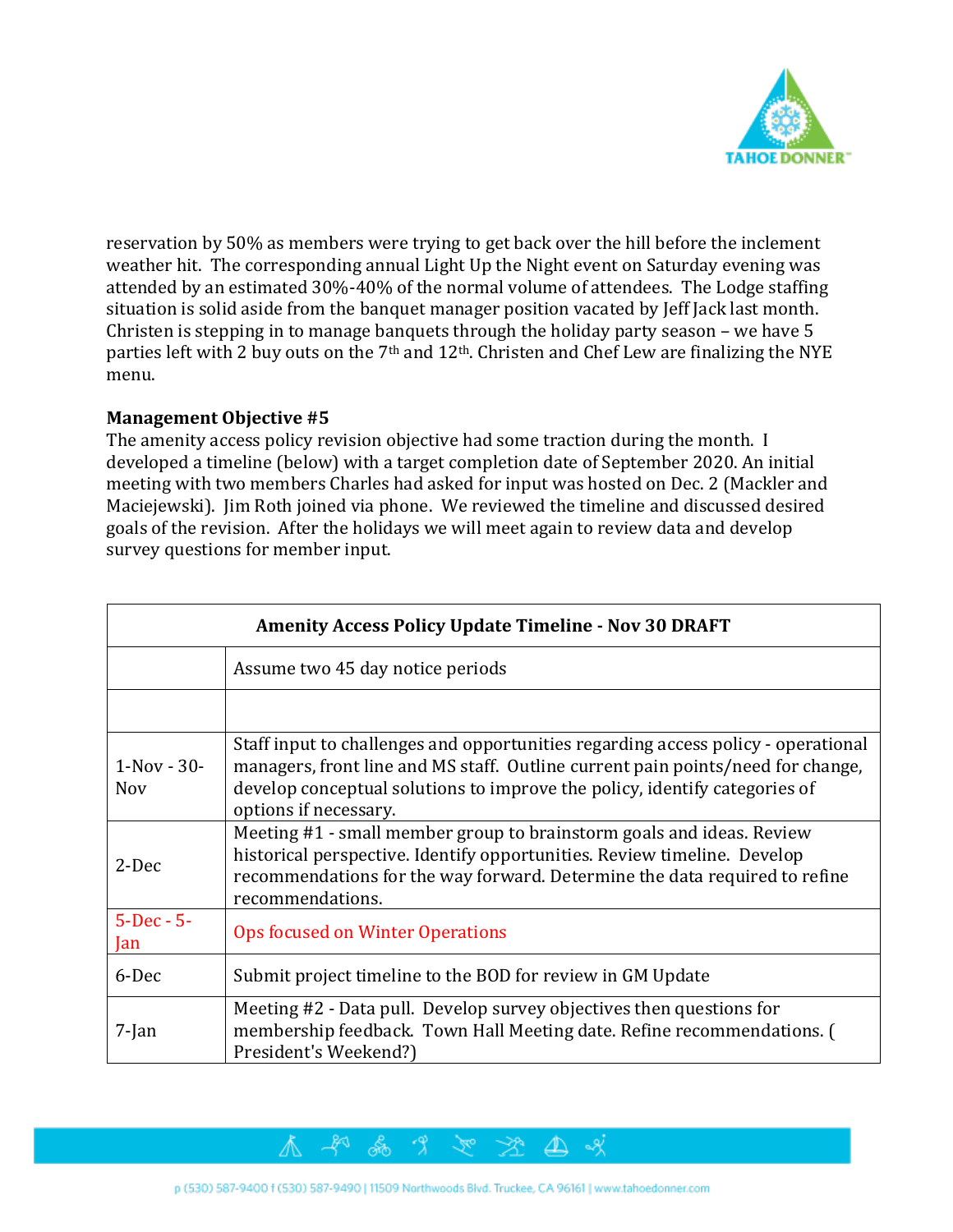reservation by 50% as members were trying to get back over the hill before the inclement weather hit. The corresponding annual Light Up the Night event on Saturday evening was attended by an estimated 30%-40% of the normal volume of attendees. The Lodge staffing situation is solid aside from the banquet manager position vacated by Jeff Jack last month. Christen is stepping in to manage banquets through the holiday party season – we have 5 parties left with 2 buy outs on the 7th and 12th. Christen and Chef Lew are finalizing the NYE menu.

**Management Objective #5**

The amenity access policy revision objective had some traction during the month. I developed a timeline (below) with a target completion date of September 2020. An initial meeting with two members Charles had asked for input was hosted on Dec. 2 (Mackler and Maciejewski). Jim Roth joined via phone. We reviewed the timeline and discussed desired goals of the revision. After the holidays we will meet again to review data and develop survey questions for member input.

| Amenity Access Policy Update Timeline - Nov 30 DRAFT | |
|---|---|
| | Assume two 45 day notice periods |
| | |
| 1-Nov - 30-Nov | Staff input to challenges and opportunities regarding access policy - operational managers, front line and MS staff. Outline current pain points/need for change, develop conceptual solutions to improve the policy, identify categories of options if necessary. |
| 2-Dec | Meeting #1 - small member group to brainstorm goals and ideas. Review historical perspective. Identify opportunities. Review timeline. Develop recommendations for the way forward. Determine the data required to refine recommendations. |
| 5-Dec - 5-Jan | Ops focused on Winter Operations |
| 6-Dec | Submit project timeline to the BOD for review in GM Update |
| 7-Jan | Meeting #2 - Data pull. Develop survey objectives then questions for membership feedback. Town Hall Meeting date. Refine recommendations. ( President's Weekend?) |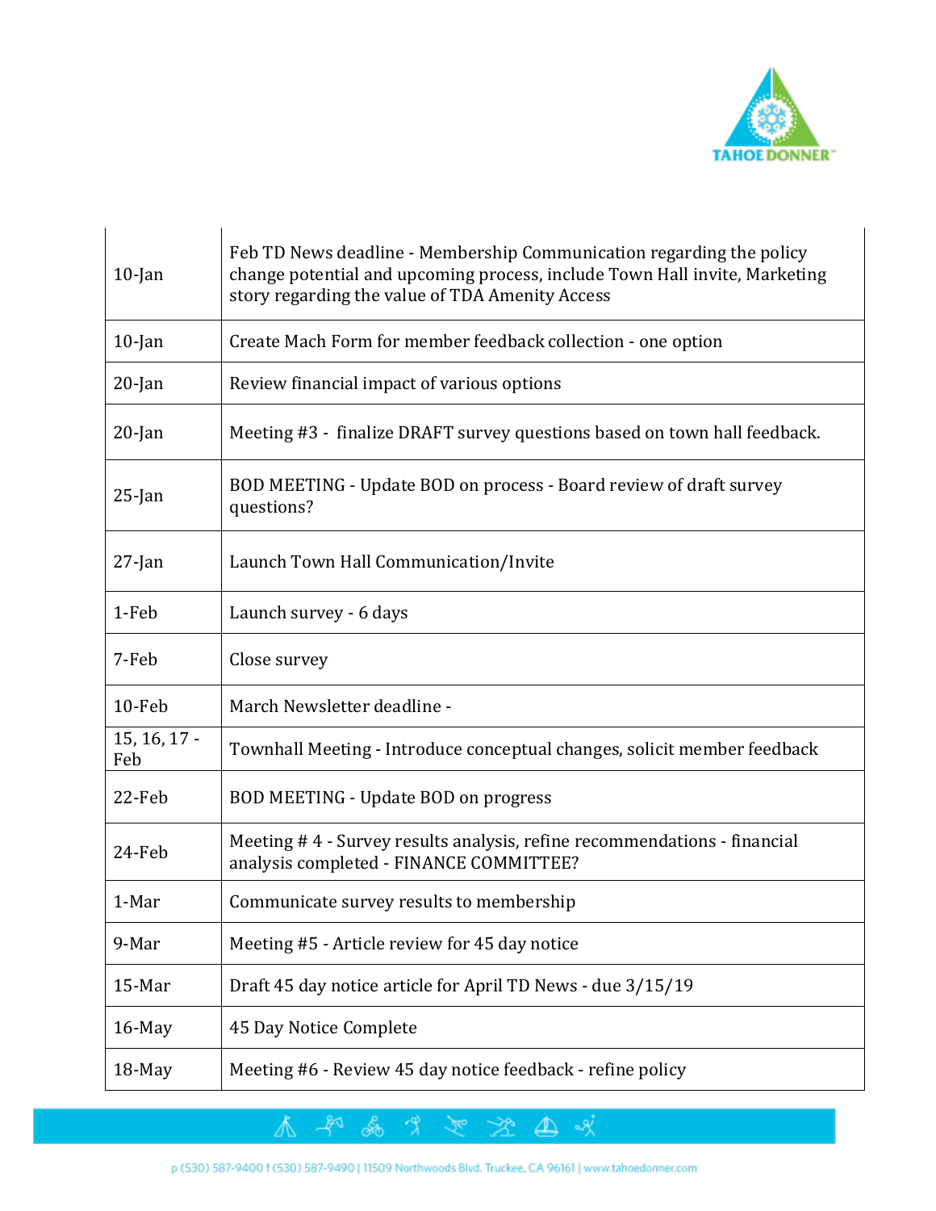| | |
|---|---|
| 10-Jan | Feb TD News deadline - Membership Communication regarding the policy change potential and upcoming process, include Town Hall invite, Marketing story regarding the value of TDA Amenity Access |
| 10-Jan | Create Mach Form for member feedback collection - one option |
| 20-Jan | Review financial impact of various options |
| 20-Jan | Meeting #3 - finalize DRAFT survey questions based on town hall feedback. |
| 25-Jan | BOD MEETING - Update BOD on process - Board review of draft survey questions? |
| 27-Jan | Launch Town Hall Communication/Invite |
| 1-Feb | Launch survey - 6 days |
| 7-Feb | Close survey |
| 10-Feb | March Newsletter deadline - |
| 15, 16, 17 - Feb | Townhall Meeting - Introduce conceptual changes, solicit member feedback |
| 22-Feb | BOD MEETING - Update BOD on progress |
| 24-Feb | Meeting # 4 - Survey results analysis, refine recommendations - financial analysis completed - FINANCE COMMITTEE? |
| 1-Mar | Communicate survey results to membership |
| 9-Mar | Meeting #5 - Article review for 45 day notice |
| 15-Mar | Draft 45 day notice article for April TD News - due 3/15/19 |
| 16-May | 45 Day Notice Complete |
| 18-May | Meeting #6 - Review 45 day notice feedback - refine policy |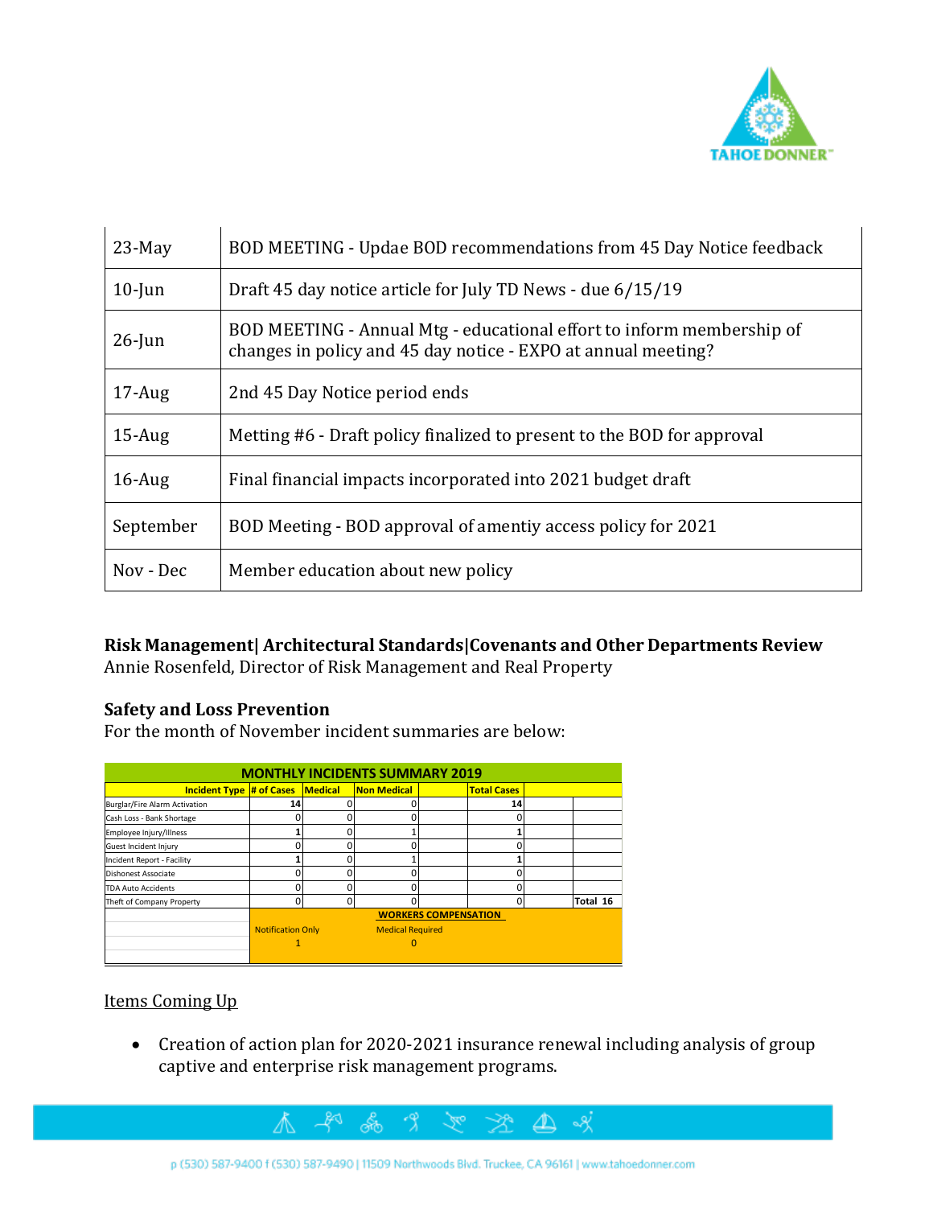| | |
|---|---|
| 23-May | BOD MEETING - Updae BOD recommendations from 45 Day Notice feedback |
| 10-Jun | Draft 45 day notice article for July TD News - due 6/15/19 |
| 26-Jun | BOD MEETING - Annual Mtg - educational effort to inform membership of changes in policy and 45 day notice - EXPO at annual meeting? |
| 17-Aug | 2nd 45 Day Notice period ends |
| 15-Aug | Metting #6 - Draft policy finalized to present to the BOD for approval |
| 16-Aug | Final financial impacts incorporated into 2021 budget draft |
| September | BOD Meeting - BOD approval of amentiy access policy for 2021 |
| Nov - Dec | Member education about new policy |

**Risk Management| Architectural Standards|Covenants and Other Departments Review**
Annie Rosenfeld, Director of Risk Management and Real Property

**Safety and Loss Prevention**
For the month of November incident summaries are below:

| MONTHLY INCIDENTS SUMMARY 2019 | | | | | | | |
|---|---|---|---|---|---|---|---|
| Incident Type | # of Cases | Medical | Non Medical | | Total Cases | | |
| Burglar/Fire Alarm Activation | 14 | 0 | 0 | | 14 | | |
| Cash Loss - Bank Shortage | 0 | 0 | 0 | | 0 | | |
| Employee Injury/Illness | 1 | 0 | 1 | | 1 | | |
| Guest Incident Injury | 0 | 0 | 0 | | 0 | | |
| Incident Report - Facility | 1 | 0 | 1 | | 1 | | |
| Dishonest Associate | 0 | 0 | 0 | | 0 | | |
| TDA Auto Accidents | 0 | 0 | 0 | | 0 | | |
| Theft of Company Property | 0 | 0 | 0 | | 0 | | Total 16 |
| | | | WORKERS COMPENSATION | | | | |
| | Notification Only | | Medical Required | | | | |
| | 1 | | 0 | | | | |

Items Coming Up

- Creation of action plan for 2020-2021 insurance renewal including analysis of group captive and enterprise risk management programs.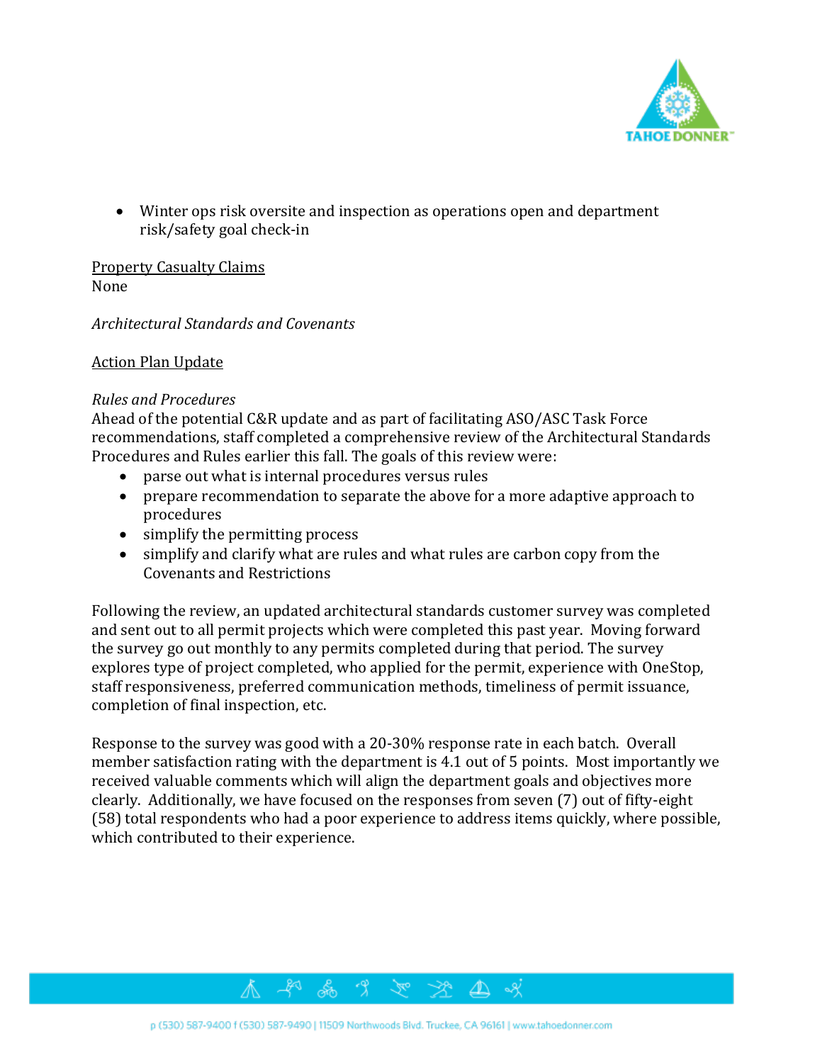- Winter ops risk oversite and inspection as operations open and department risk/safety goal check-in

Property Casualty Claims

None

*Architectural Standards and Covenants*

Action Plan Update

*Rules and Procedures*

Ahead of the potential C&R update and as part of facilitating ASO/ASC Task Force recommendations, staff completed a comprehensive review of the Architectural Standards Procedures and Rules earlier this fall. The goals of this review were:

- parse out what is internal procedures versus rules
- prepare recommendation to separate the above for a more adaptive approach to procedures
- simplify the permitting process
- simplify and clarify what are rules and what rules are carbon copy from the Covenants and Restrictions

Following the review, an updated architectural standards customer survey was completed and sent out to all permit projects which were completed this past year. Moving forward the survey go out monthly to any permits completed during that period. The survey explores type of project completed, who applied for the permit, experience with OneStop, staff responsiveness, preferred communication methods, timeliness of permit issuance, completion of final inspection, etc.

Response to the survey was good with a 20-30% response rate in each batch. Overall member satisfaction rating with the department is 4.1 out of 5 points. Most importantly we received valuable comments which will align the department goals and objectives more clearly. Additionally, we have focused on the responses from seven (7) out of fifty-eight (58) total respondents who had a poor experience to address items quickly, where possible, which contributed to their experience.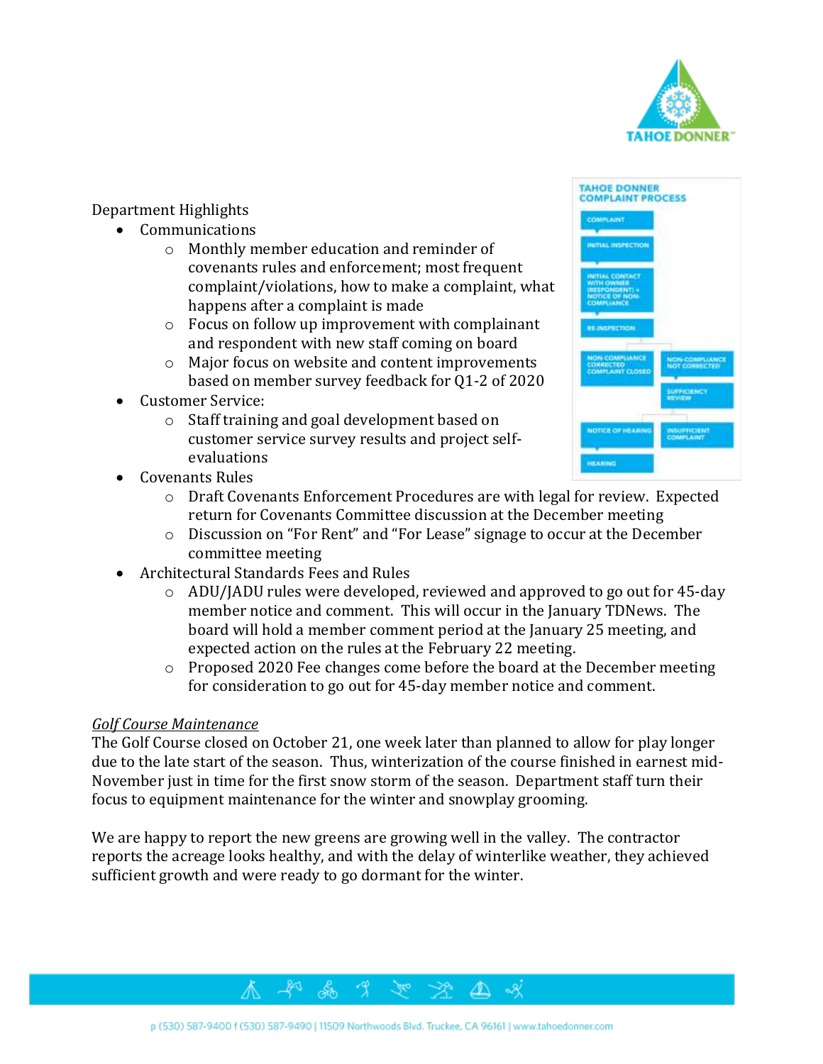Department Highlights

- Communications
  - Monthly member education and reminder of covenants rules and enforcement; most frequent complaint/violations, how to make a complaint, what happens after a complaint is made
  - Focus on follow up improvement with complainant and respondent with new staff coming on board
  - Major focus on website and content improvements based on member survey feedback for Q1-2 of 2020
- Customer Service:
  - Staff training and goal development based on customer service survey results and project self-evaluations
- Covenants Rules
  - Draft Covenants Enforcement Procedures are with legal for review. Expected return for Covenants Committee discussion at the December meeting
  - Discussion on "For Rent" and "For Lease" signage to occur at the December committee meeting
- Architectural Standards Fees and Rules
  - ADU/JADU rules were developed, reviewed and approved to go out for 45-day member notice and comment. This will occur in the January TDNews. The board will hold a member comment period at the January 25 meeting, and expected action on the rules at the February 22 meeting.
  - Proposed 2020 Fee changes come before the board at the December meeting for consideration to go out for 45-day member notice and comment.

TAHOE DONNER COMPLAINT PROCESS

- COMPLAINT
- INITIAL INSPECTION
- INITIAL CONTACT WITH OWNER (RESPONDENT) + NOTICE OF NON-COMPLIANCE
- RE-INSPECTION
- NON-COMPLIANCE CORRECTED COMPLAINT CLOSED
- NON-COMPLIANCE NOT CORRECTED
- SUFFICIENCY REVIEW
- NOTICE OF HEARING
- INSUFFICIENT COMPLAINT
- HEARING

*Golf Course Maintenance*

The Golf Course closed on October 21, one week later than planned to allow for play longer due to the late start of the season. Thus, winterization of the course finished in earnest mid-November just in time for the first snow storm of the season. Department staff turn their focus to equipment maintenance for the winter and snowplay grooming.

We are happy to report the new greens are growing well in the valley. The contractor reports the acreage looks healthy, and with the delay of winterlike weather, they achieved sufficient growth and were ready to go dormant for the winter.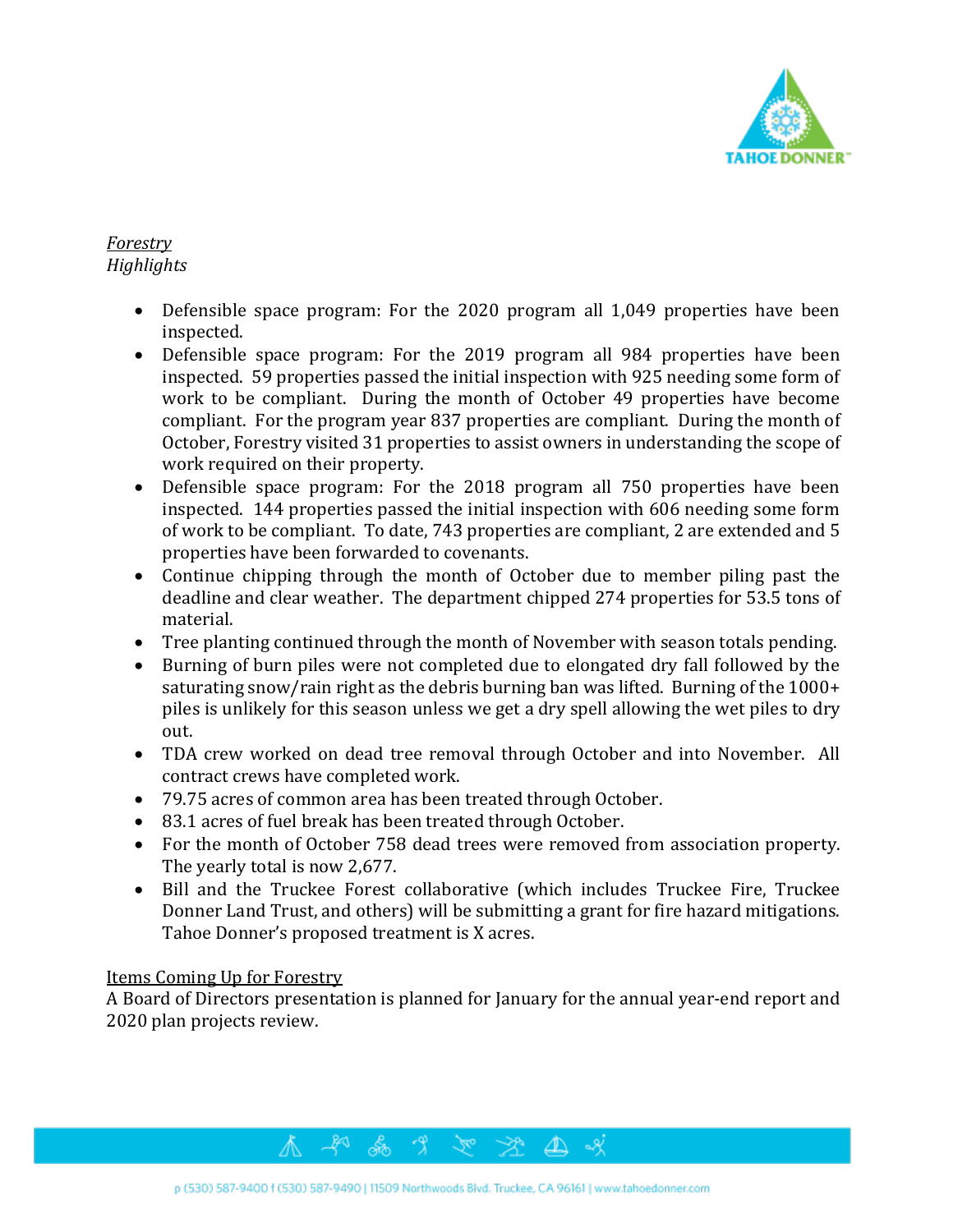*Forestry*
*Highlights*

- Defensible space program: For the 2020 program all 1,049 properties have been inspected.
- Defensible space program: For the 2019 program all 984 properties have been inspected. 59 properties passed the initial inspection with 925 needing some form of work to be compliant. During the month of October 49 properties have become compliant. For the program year 837 properties are compliant. During the month of October, Forestry visited 31 properties to assist owners in understanding the scope of work required on their property.
- Defensible space program: For the 2018 program all 750 properties have been inspected. 144 properties passed the initial inspection with 606 needing some form of work to be compliant. To date, 743 properties are compliant, 2 are extended and 5 properties have been forwarded to covenants.
- Continue chipping through the month of October due to member piling past the deadline and clear weather. The department chipped 274 properties for 53.5 tons of material.
- Tree planting continued through the month of November with season totals pending.
- Burning of burn piles were not completed due to elongated dry fall followed by the saturating snow/rain right as the debris burning ban was lifted. Burning of the 1000+ piles is unlikely for this season unless we get a dry spell allowing the wet piles to dry out.
- TDA crew worked on dead tree removal through October and into November. All contract crews have completed work.
- 79.75 acres of common area has been treated through October.
- 83.1 acres of fuel break has been treated through October.
- For the month of October 758 dead trees were removed from association property. The yearly total is now 2,677.
- Bill and the Truckee Forest collaborative (which includes Truckee Fire, Truckee Donner Land Trust, and others) will be submitting a grant for fire hazard mitigations. Tahoe Donner's proposed treatment is X acres.

Items Coming Up for Forestry

A Board of Directors presentation is planned for January for the annual year-end report and 2020 plan projects review.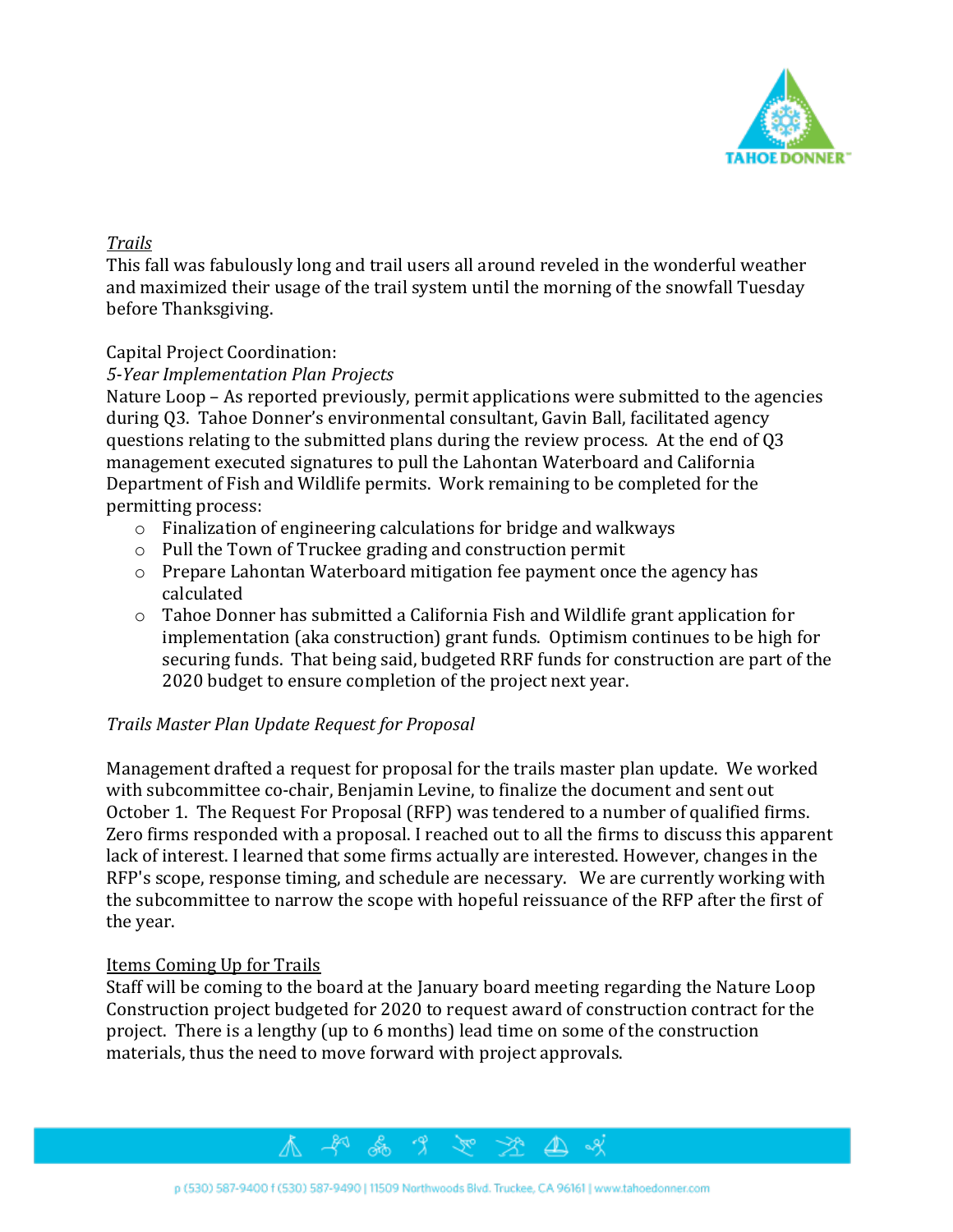*Trails*

This fall was fabulously long and trail users all around reveled in the wonderful weather and maximized their usage of the trail system until the morning of the snowfall Tuesday before Thanksgiving.

Capital Project Coordination:

*5-Year Implementation Plan Projects*

Nature Loop – As reported previously, permit applications were submitted to the agencies during Q3. Tahoe Donner's environmental consultant, Gavin Ball, facilitated agency questions relating to the submitted plans during the review process. At the end of Q3 management executed signatures to pull the Lahontan Waterboard and California Department of Fish and Wildlife permits. Work remaining to be completed for the permitting process:

- Finalization of engineering calculations for bridge and walkways
- Pull the Town of Truckee grading and construction permit
- Prepare Lahontan Waterboard mitigation fee payment once the agency has calculated
- Tahoe Donner has submitted a California Fish and Wildlife grant application for implementation (aka construction) grant funds. Optimism continues to be high for securing funds. That being said, budgeted RRF funds for construction are part of the 2020 budget to ensure completion of the project next year.

*Trails Master Plan Update Request for Proposal*

Management drafted a request for proposal for the trails master plan update. We worked with subcommittee co-chair, Benjamin Levine, to finalize the document and sent out October 1. The Request For Proposal (RFP) was tendered to a number of qualified firms. Zero firms responded with a proposal. I reached out to all the firms to discuss this apparent lack of interest. I learned that some firms actually are interested. However, changes in the RFP's scope, response timing, and schedule are necessary. We are currently working with the subcommittee to narrow the scope with hopeful reissuance of the RFP after the first of the year.

<u>Items Coming Up for Trails</u>

Staff will be coming to the board at the January board meeting regarding the Nature Loop Construction project budgeted for 2020 to request award of construction contract for the project. There is a lengthy (up to 6 months) lead time on some of the construction materials, thus the need to move forward with project approvals.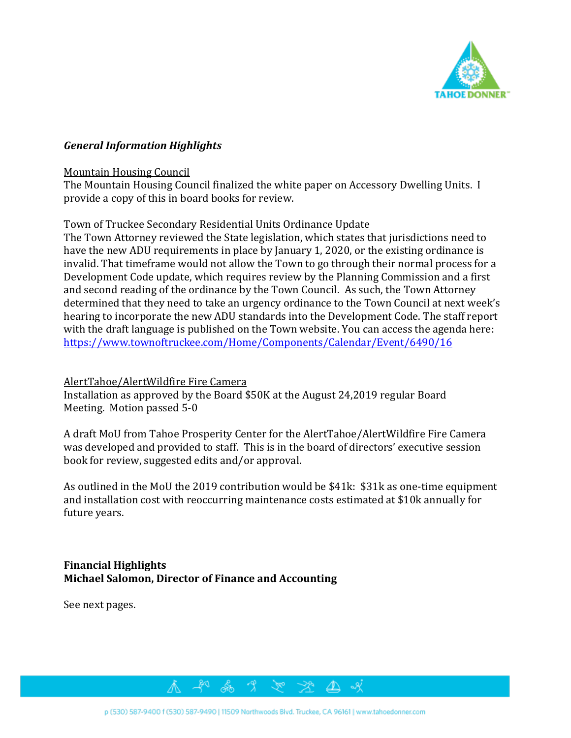***General Information Highlights***

Mountain Housing Council
The Mountain Housing Council finalized the white paper on Accessory Dwelling Units. I provide a copy of this in board books for review.

Town of Truckee Secondary Residential Units Ordinance Update
The Town Attorney reviewed the State legislation, which states that jurisdictions need to have the new ADU requirements in place by January 1, 2020, or the existing ordinance is invalid. That timeframe would not allow the Town to go through their normal process for a Development Code update, which requires review by the Planning Commission and a first and second reading of the ordinance by the Town Council. As such, the Town Attorney determined that they need to take an urgency ordinance to the Town Council at next week's hearing to incorporate the new ADU standards into the Development Code. The staff report with the draft language is published on the Town website. You can access the agenda here: https://www.townoftruckee.com/Home/Components/Calendar/Event/6490/16

AlertTahoe/AlertWildfire Fire Camera
Installation as approved by the Board $50K at the August 24,2019 regular Board Meeting. Motion passed 5-0

A draft MoU from Tahoe Prosperity Center for the AlertTahoe/AlertWildfire Fire Camera was developed and provided to staff. This is in the board of directors' executive session book for review, suggested edits and/or approval.

As outlined in the MoU the 2019 contribution would be $41k: $31k as one-time equipment and installation cost with reoccurring maintenance costs estimated at $10k annually for future years.

**Financial Highlights**
**Michael Salomon, Director of Finance and Accounting**

See next pages.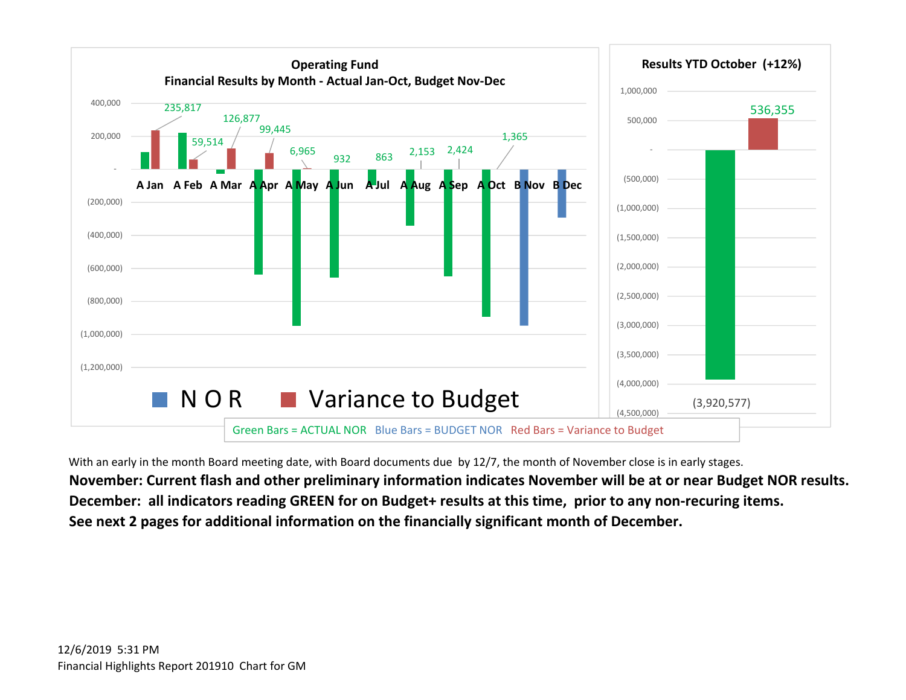**Operating Fund**
**Financial Results by Month - Actual Jan-Oct, Budget Nov-Dec**

| Month | Variance to Budget |
|---|---|
| A Jan | 235,817 |
| A Feb | 59,514 |
| A Mar | 126,877 |
| A Apr | 99,445 |
| A May | 6,965 |
| A Jun | 932 |
| A Jul | 863 |
| A Aug | 2,153 |
| A Sep | 2,424 |
| A Oct | 1,365 |
| B Nov | |
| B Dec | |

N O R    Variance to Budget

**Results YTD October (+12%)**

| | Amount |
|---|---|
| NOR | (3,920,577) |
| Variance to Budget | 536,355 |

Green Bars = ACTUAL NOR  Blue Bars = BUDGET NOR  Red Bars = Variance to Budget

With an early in the month Board meeting date, with Board documents due by 12/7, the month of November close is in early stages.

**November: Current flash and other preliminary information indicates November will be at or near Budget NOR results.**

**December: all indicators reading GREEN for on Budget+ results at this time, prior to any non-recuring items.**

**See next 2 pages for additional information on the financially significant month of December.**

12/6/2019 5:31 PM
Financial Highlights Report 201910 Chart for GM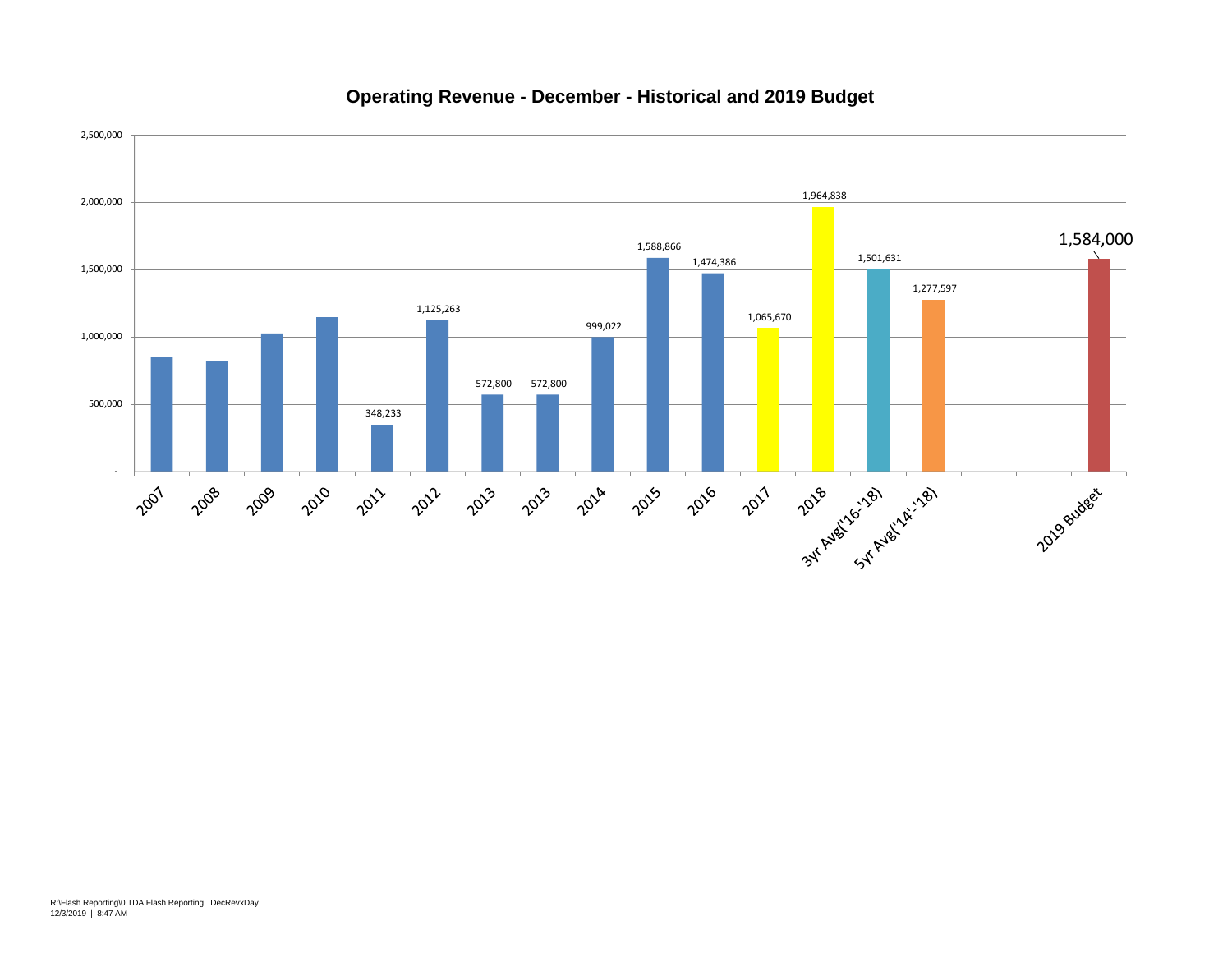## Operating Revenue - December - Historical and 2019 Budget

| Year | Operating Revenue |
|---|---|
| 2007 | |
| 2008 | |
| 2009 | |
| 2010 | |
| 2011 | 348,233 |
| 2012 | 1,125,263 |
| 2013 | 572,800 |
| 2013 | 572,800 |
| 2014 | 999,022 |
| 2015 | 1,588,866 |
| 2016 | 1,474,386 |
| 2017 | 1,065,670 |
| 2018 | 1,964,838 |
| 3yr Avg('16-'18) | 1,501,631 |
| 5yr Avg('14'-'18) | 1,277,597 |
| 2019 Budget | 1,584,000 |

R:\Flash Reporting\0 TDA Flash Reporting DecRevxDay
12/3/2019 | 8:47 AM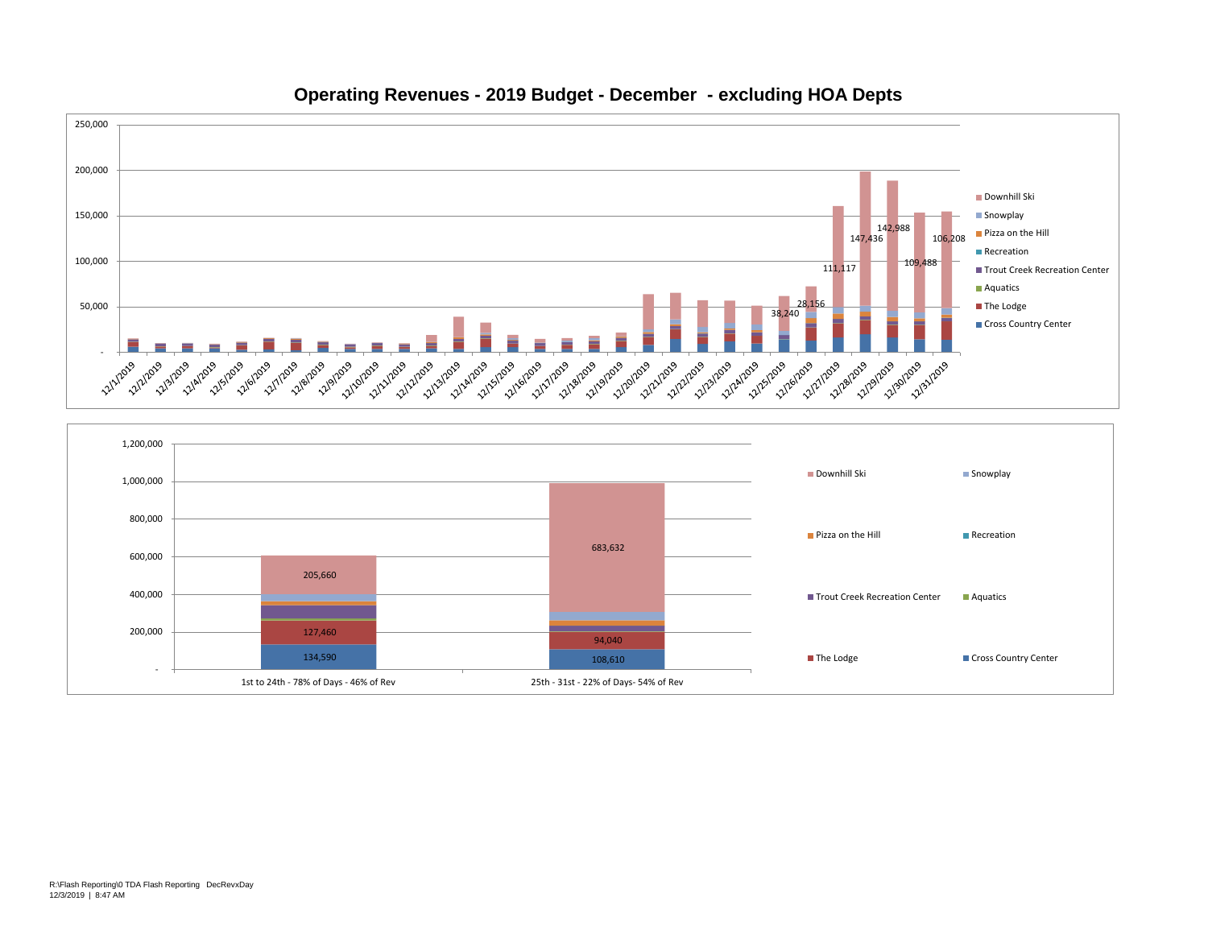# Operating Revenues - 2019 Budget - December - excluding HOA Depts

250,000
200,000
150,000
100,000
50,000
-

12/1/2019 12/2/2019 12/3/2019 12/4/2019 12/5/2019 12/6/2019 12/7/2019 12/8/2019 12/9/2019 12/10/2019 12/11/2019 12/12/2019 12/13/2019 12/14/2019 12/15/2019 12/16/2019 12/17/2019 12/18/2019 12/19/2019 12/20/2019 12/21/2019 12/22/2019 12/23/2019 12/24/2019 12/25/2019 12/26/2019 12/27/2019 12/28/2019 12/29/2019 12/30/2019 12/31/2019

38,240 | 28,156 | 111,117 | 147,436 | 142,988 | 109,488 | 106,208

- Downhill Ski
- Snowplay
- Pizza on the Hill
- Recreation
- Trout Creek Recreation Center
- Aquatics
- The Lodge
- Cross Country Center

| | 1st to 24th - 78% of Days - 46% of Rev | 25th - 31st - 22% of Days- 54% of Rev |
|---|---|---|
| Downhill Ski | 205,660 | 683,632 |
| The Lodge | 127,460 | 94,040 |
| Cross Country Center | 134,590 | 108,610 |

1,200,000
1,000,000
800,000
600,000
400,000
200,000
-

- Downhill Ski
- Snowplay
- Pizza on the Hill
- Recreation
- Trout Creek Recreation Center
- Aquatics
- The Lodge
- Cross Country Center

R:\Flash Reporting\0 TDA Flash Reporting DecRevxDay
12/3/2019 | 8:47 AM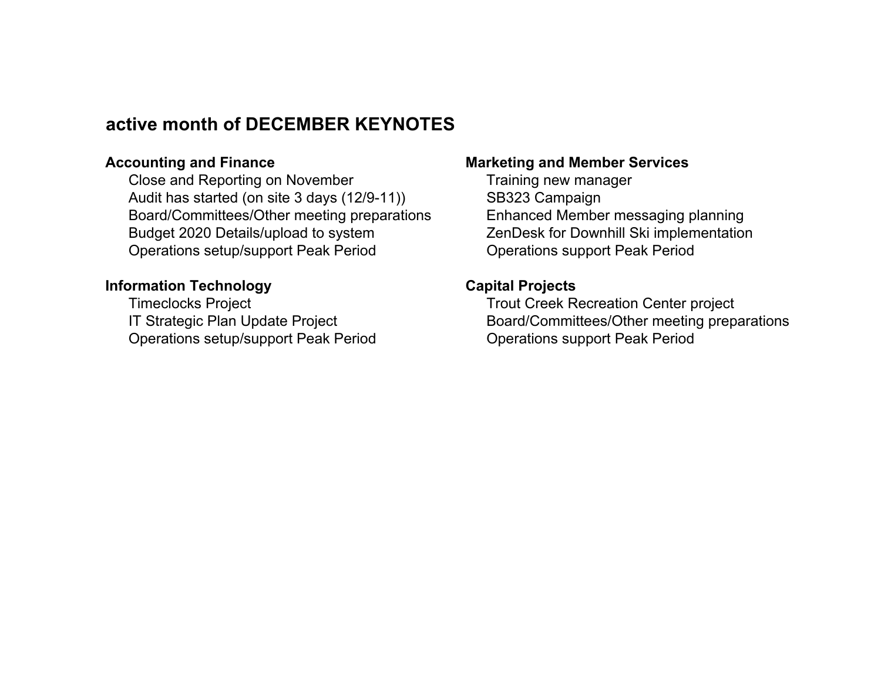## active month of DECEMBER KEYNOTES

**Accounting and Finance**

- Close and Reporting on November
- Audit has started (on site 3 days (12/9-11))
- Board/Committees/Other meeting preparations
- Budget 2020 Details/upload to system
- Operations setup/support Peak Period

**Information Technology**

- Timeclocks Project
- IT Strategic Plan Update Project
- Operations setup/support Peak Period

**Marketing and Member Services**

- Training new manager
- SB323 Campaign
- Enhanced Member messaging planning
- ZenDesk for Downhill Ski implementation
- Operations support Peak Period

**Capital Projects**

- Trout Creek Recreation Center project
- Board/Committees/Other meeting preparations
- Operations support Peak Period